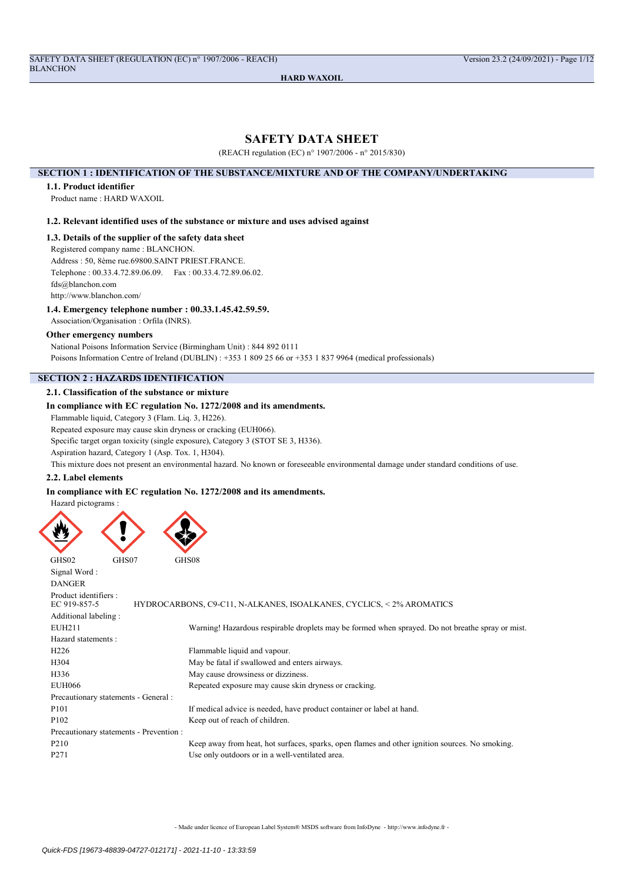# SAFETY DATA SHEET

(REACH regulation (EC) n° 1907/2006 - n° 2015/830)

## SECTION 1 : IDENTIFICATION OF THE SUBSTANCE/MIXTURE AND OF THE COMPANY/UNDERTAKING

### 1.1. Product identifier

Product name : HARD WAXOIL

### 1.2. Relevant identified uses of the substance or mixture and uses advised against

### 1.3. Details of the supplier of the safety data sheet

Registered company name : BLANCHON.
Address : 50, 8ème rue.69800.SAINT PRIEST.FRANCE.
Telephone : 00.33.4.72.89.06.09.    Fax : 00.33.4.72.89.06.02.
fds@blanchon.com
http://www.blanchon.com/

### 1.4. Emergency telephone number : 00.33.1.45.42.59.59.

Association/Organisation : Orfila (INRS).

### Other emergency numbers

National Poisons Information Service (Birmingham Unit) : 844 892 0111
Poisons Information Centre of Ireland (DUBLIN) : +353 1 809 25 66 or +353 1 837 9964 (medical professionals)

## SECTION 2 : HAZARDS IDENTIFICATION

### 2.1. Classification of the substance or mixture

**In compliance with EC regulation No. 1272/2008 and its amendments.**

Flammable liquid, Category 3 (Flam. Liq. 3, H226).
Repeated exposure may cause skin dryness or cracking (EUH066).
Specific target organ toxicity (single exposure), Category 3 (STOT SE 3, H336).
Aspiration hazard, Category 1 (Asp. Tox. 1, H304).
This mixture does not present an environmental hazard. No known or foreseeable environmental damage under standard conditions of use.

### 2.2. Label elements

**In compliance with EC regulation No. 1272/2008 and its amendments.**

Hazard pictograms :

GHS02    GHS07    GHS08

Signal Word :
DANGER

Product identifiers :

| | |
|---|---|
| EC 919-857-5 | HYDROCARBONS, C9-C11, N-ALKANES, ISOALKANES, CYCLICS, < 2% AROMATICS |

Additional labeling :

| | |
|---|---|
| EUH211 | Warning! Hazardous respirable droplets may be formed when sprayed. Do not breathe spray or mist. |

Hazard statements :

| | |
|---|---|
| H226 | Flammable liquid and vapour. |
| H304 | May be fatal if swallowed and enters airways. |
| H336 | May cause drowsiness or dizziness. |
| EUH066 | Repeated exposure may cause skin dryness or cracking. |

Precautionary statements - General :

| | |
|---|---|
| P101 | If medical advice is needed, have product container or label at hand. |
| P102 | Keep out of reach of children. |

Precautionary statements - Prevention :

| | |
|---|---|
| P210 | Keep away from heat, hot surfaces, sparks, open flames and other ignition sources. No smoking. |
| P271 | Use only outdoors or in a well-ventilated area. |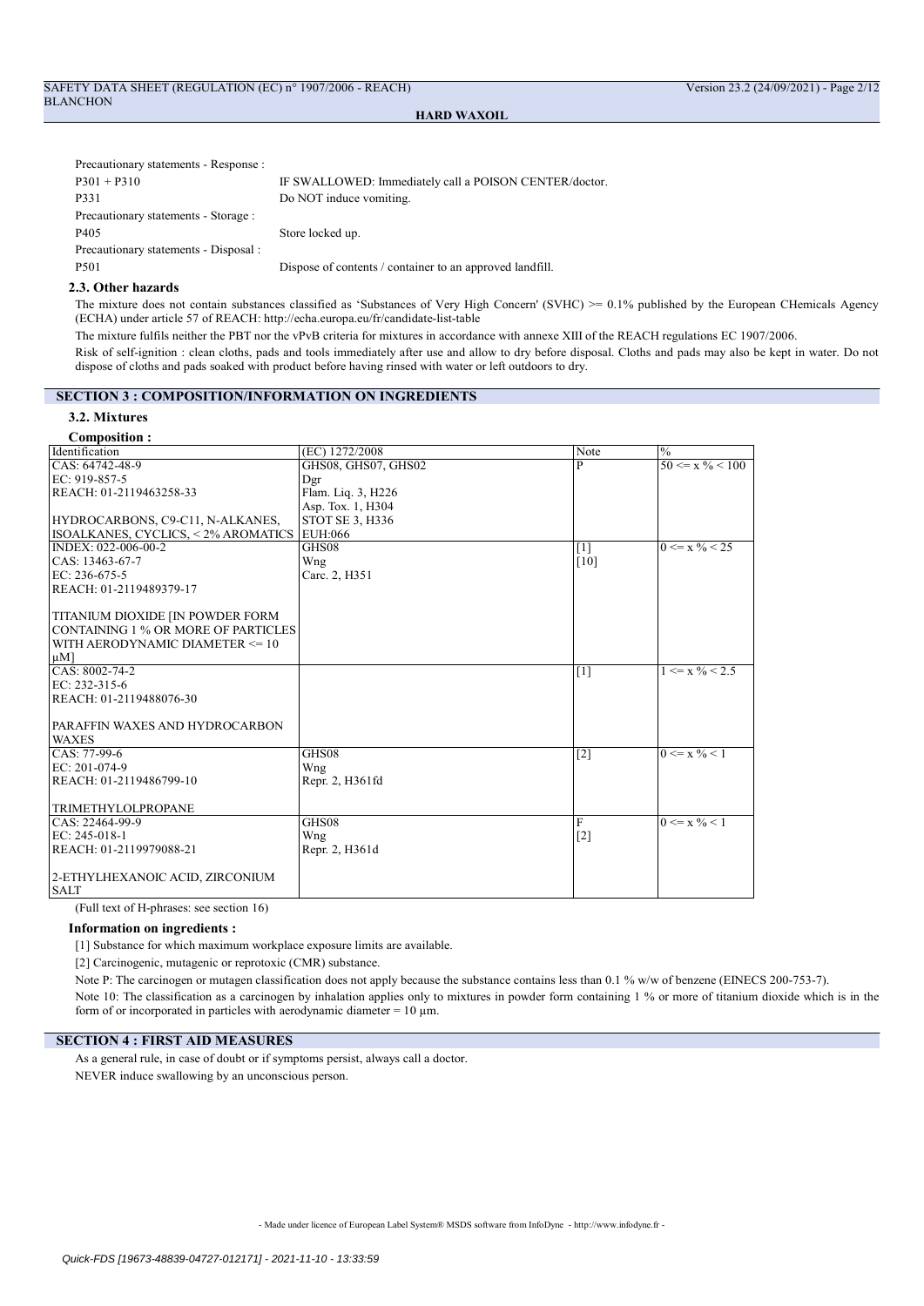Precautionary statements - Response :

| | |
|---|---|
| P301 + P310 | IF SWALLOWED: Immediately call a POISON CENTER/doctor. |
| P331 | Do NOT induce vomiting. |

Precautionary statements - Storage :

| | |
|---|---|
| P405 | Store locked up. |

Precautionary statements - Disposal :

| | |
|---|---|
| P501 | Dispose of contents / container to an approved landfill. |

### 2.3. Other hazards

The mixture does not contain substances classified as 'Substances of Very High Concern' (SVHC) >= 0.1% published by the European CHemicals Agency (ECHA) under article 57 of REACH: http://echa.europa.eu/fr/candidate-list-table

The mixture fulfils neither the PBT nor the vPvB criteria for mixtures in accordance with annexe XIII of the REACH regulations EC 1907/2006.

Risk of self-ignition : clean cloths, pads and tools immediately after use and allow to dry before disposal. Cloths and pads may also be kept in water. Do not dispose of cloths and pads soaked with product before having rinsed with water or left outdoors to dry.

## SECTION 3 : COMPOSITION/INFORMATION ON INGREDIENTS

### 3.2. Mixtures

**Composition :**

| Identification | (EC) 1272/2008 | Note | % |
|---|---|---|---|
| CAS: 64742-48-9<br>EC: 919-857-5<br>REACH: 01-2119463258-33<br><br>HYDROCARBONS, C9-C11, N-ALKANES, ISOALKANES, CYCLICS, < 2% AROMATICS | GHS08, GHS07, GHS02<br>Dgr<br>Flam. Liq. 3, H226<br>Asp. Tox. 1, H304<br>STOT SE 3, H336<br>EUH:066 | P | 50 <= x % < 100 |
| INDEX: 022-006-00-2<br>CAS: 13463-67-7<br>EC: 236-675-5<br>REACH: 01-2119489379-17<br><br>TITANIUM DIOXIDE [IN POWDER FORM CONTAINING 1 % OR MORE OF PARTICLES WITH AERODYNAMIC DIAMETER <= 10 μM] | GHS08<br>Wng<br>Carc. 2, H351 | [1]<br>[10] | 0 <= x % < 25 |
| CAS: 8002-74-2<br>EC: 232-315-6<br>REACH: 01-2119488076-30<br><br>PARAFFIN WAXES AND HYDROCARBON WAXES | | [1] | 1 <= x % < 2.5 |
| CAS: 77-99-6<br>EC: 201-074-9<br>REACH: 01-2119486799-10<br><br>TRIMETHYLOLPROPANE | GHS08<br>Wng<br>Repr. 2, H361fd | [2] | 0 <= x % < 1 |
| CAS: 22464-99-9<br>EC: 245-018-1<br>REACH: 01-2119979088-21<br><br>2-ETHYLHEXANOIC ACID, ZIRCONIUM SALT | GHS08<br>Wng<br>Repr. 2, H361d | F<br>[2] | 0 <= x % < 1 |

(Full text of H-phrases: see section 16)

**Information on ingredients :**

[1] Substance for which maximum workplace exposure limits are available.

[2] Carcinogenic, mutagenic or reprotoxic (CMR) substance.

Note P: The carcinogen or mutagen classification does not apply because the substance contains less than 0.1 % w/w of benzene (EINECS 200-753-7).

Note 10: The classification as a carcinogen by inhalation applies only to mixtures in powder form containing 1 % or more of titanium dioxide which is in the form of or incorporated in particles with aerodynamic diameter = 10 μm.

## SECTION 4 : FIRST AID MEASURES

As a general rule, in case of doubt or if symptoms persist, always call a doctor.

NEVER induce swallowing by an unconscious person.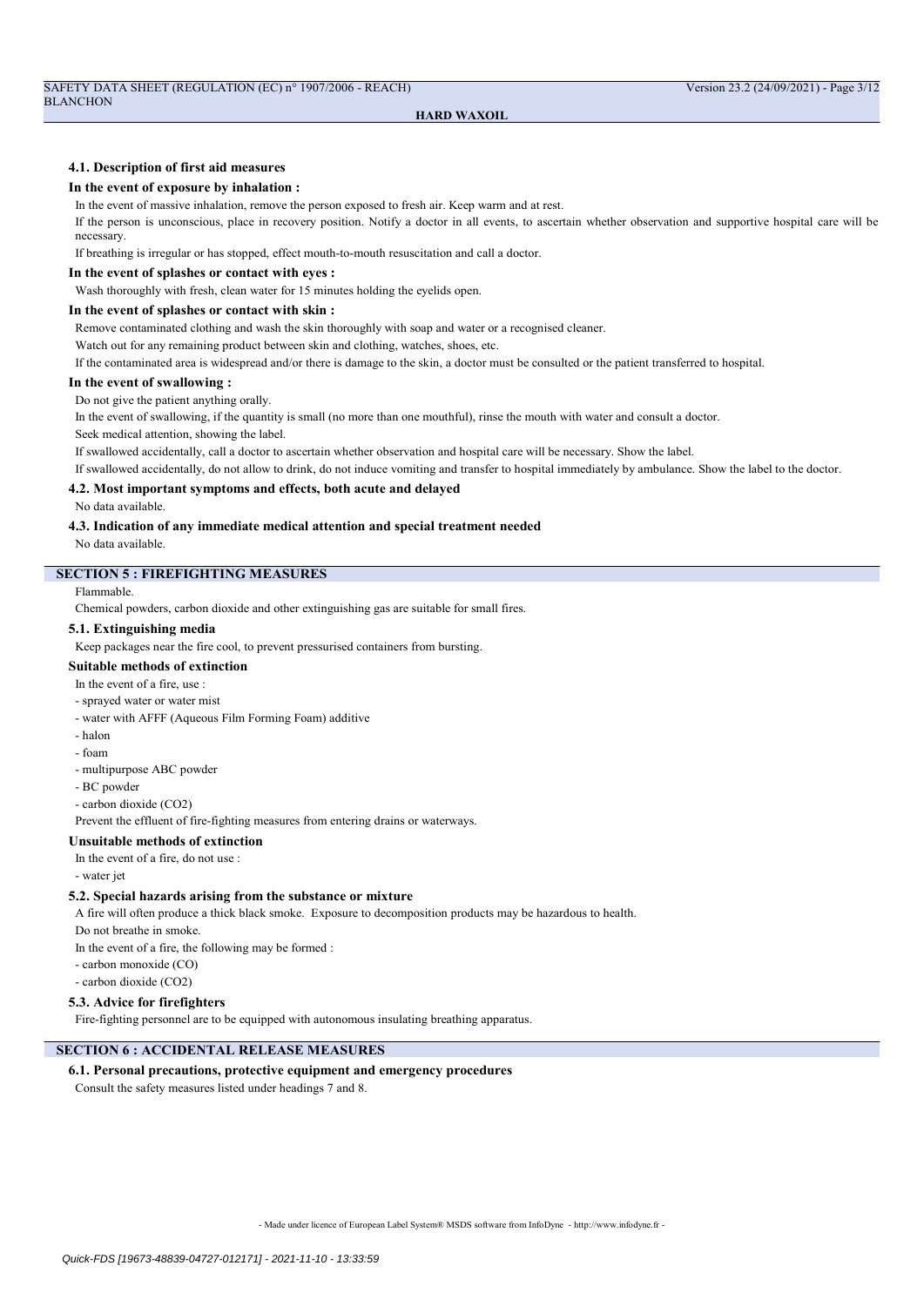### 4.1. Description of first aid measures

**In the event of exposure by inhalation :**

In the event of massive inhalation, remove the person exposed to fresh air. Keep warm and at rest.

If the person is unconscious, place in recovery position. Notify a doctor in all events, to ascertain whether observation and supportive hospital care will be necessary.

If breathing is irregular or has stopped, effect mouth-to-mouth resuscitation and call a doctor.

**In the event of splashes or contact with eyes :**

Wash thoroughly with fresh, clean water for 15 minutes holding the eyelids open.

**In the event of splashes or contact with skin :**

Remove contaminated clothing and wash the skin thoroughly with soap and water or a recognised cleaner.

Watch out for any remaining product between skin and clothing, watches, shoes, etc.

If the contaminated area is widespread and/or there is damage to the skin, a doctor must be consulted or the patient transferred to hospital.

**In the event of swallowing :**

Do not give the patient anything orally.

In the event of swallowing, if the quantity is small (no more than one mouthful), rinse the mouth with water and consult a doctor.

Seek medical attention, showing the label.

If swallowed accidentally, call a doctor to ascertain whether observation and hospital care will be necessary. Show the label.

If swallowed accidentally, do not allow to drink, do not induce vomiting and transfer to hospital immediately by ambulance. Show the label to the doctor.

### 4.2. Most important symptoms and effects, both acute and delayed

No data available.

### 4.3. Indication of any immediate medical attention and special treatment needed

No data available.

## SECTION 5 : FIREFIGHTING MEASURES

Flammable.

Chemical powders, carbon dioxide and other extinguishing gas are suitable for small fires.

### 5.1. Extinguishing media

Keep packages near the fire cool, to prevent pressurised containers from bursting.

**Suitable methods of extinction**

In the event of a fire, use :

- sprayed water or water mist
- water with AFFF (Aqueous Film Forming Foam) additive
- halon
- foam
- multipurpose ABC powder
- BC powder
- carbon dioxide ($CO_2$)

Prevent the effluent of fire-fighting measures from entering drains or waterways.

**Unsuitable methods of extinction**

In the event of a fire, do not use :

- water jet

### 5.2. Special hazards arising from the substance or mixture

A fire will often produce a thick black smoke. Exposure to decomposition products may be hazardous to health.

Do not breathe in smoke.

In the event of a fire, the following may be formed :

- carbon monoxide (CO)
- carbon dioxide ($CO_2$)

### 5.3. Advice for firefighters

Fire-fighting personnel are to be equipped with autonomous insulating breathing apparatus.

## SECTION 6 : ACCIDENTAL RELEASE MEASURES

### 6.1. Personal precautions, protective equipment and emergency procedures

Consult the safety measures listed under headings 7 and 8.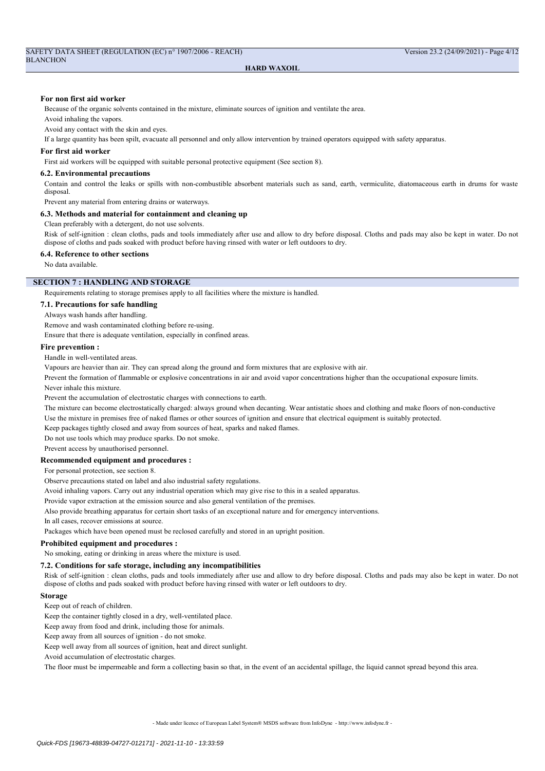#### For non first aid worker

Because of the organic solvents contained in the mixture, eliminate sources of ignition and ventilate the area.

Avoid inhaling the vapors.

Avoid any contact with the skin and eyes.

If a large quantity has been spilt, evacuate all personnel and only allow intervention by trained operators equipped with safety apparatus.

#### For first aid worker

First aid workers will be equipped with suitable personal protective equipment (See section 8).

### 6.2. Environmental precautions

Contain and control the leaks or spills with non-combustible absorbent materials such as sand, earth, vermiculite, diatomaceous earth in drums for waste disposal.

Prevent any material from entering drains or waterways.

### 6.3. Methods and material for containment and cleaning up

Clean preferably with a detergent, do not use solvents.

Risk of self-ignition : clean cloths, pads and tools immediately after use and allow to dry before disposal. Cloths and pads may also be kept in water. Do not dispose of cloths and pads soaked with product before having rinsed with water or left outdoors to dry.

### 6.4. Reference to other sections

No data available.

## SECTION 7 : HANDLING AND STORAGE

Requirements relating to storage premises apply to all facilities where the mixture is handled.

### 7.1. Precautions for safe handling

Always wash hands after handling.

Remove and wash contaminated clothing before re-using.

Ensure that there is adequate ventilation, especially in confined areas.

#### Fire prevention :

Handle in well-ventilated areas.

Vapours are heavier than air. They can spread along the ground and form mixtures that are explosive with air.

Prevent the formation of flammable or explosive concentrations in air and avoid vapor concentrations higher than the occupational exposure limits.

Never inhale this mixture.

Prevent the accumulation of electrostatic charges with connections to earth.

The mixture can become electrostatically charged: always ground when decanting. Wear antistatic shoes and clothing and make floors of non-conductive

Use the mixture in premises free of naked flames or other sources of ignition and ensure that electrical equipment is suitably protected.

Keep packages tightly closed and away from sources of heat, sparks and naked flames.

Do not use tools which may produce sparks. Do not smoke.

Prevent access by unauthorised personnel.

#### Recommended equipment and procedures :

For personal protection, see section 8.

Observe precautions stated on label and also industrial safety regulations.

Avoid inhaling vapors. Carry out any industrial operation which may give rise to this in a sealed apparatus.

Provide vapor extraction at the emission source and also general ventilation of the premises.

Also provide breathing apparatus for certain short tasks of an exceptional nature and for emergency interventions.

In all cases, recover emissions at source.

Packages which have been opened must be reclosed carefully and stored in an upright position.

#### Prohibited equipment and procedures :

No smoking, eating or drinking in areas where the mixture is used.

### 7.2. Conditions for safe storage, including any incompatibilities

Risk of self-ignition : clean cloths, pads and tools immediately after use and allow to dry before disposal. Cloths and pads may also be kept in water. Do not dispose of cloths and pads soaked with product before having rinsed with water or left outdoors to dry.

#### Storage

Keep out of reach of children.

Keep the container tightly closed in a dry, well-ventilated place.

Keep away from food and drink, including those for animals.

Keep away from all sources of ignition - do not smoke.

Keep well away from all sources of ignition, heat and direct sunlight.

Avoid accumulation of electrostatic charges.

The floor must be impermeable and form a collecting basin so that, in the event of an accidental spillage, the liquid cannot spread beyond this area.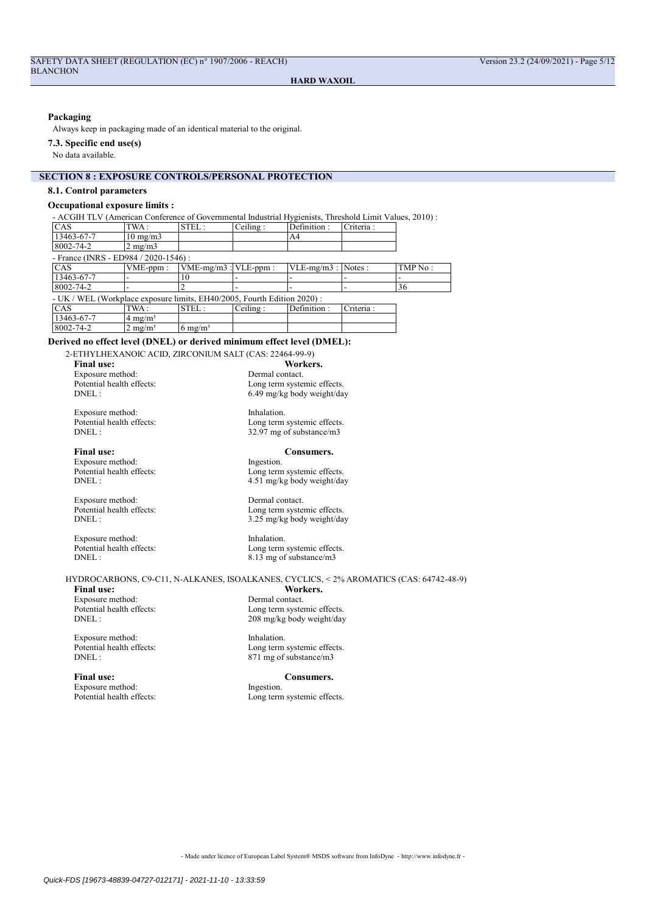#### Packaging

Always keep in packaging made of an identical material to the original.

#### 7.3. Specific end use(s)

No data available.

## SECTION 8 : EXPOSURE CONTROLS/PERSONAL PROTECTION

### 8.1. Control parameters

#### Occupational exposure limits :

- ACGIH TLV (American Conference of Governmental Industrial Hygienists, Threshold Limit Values, 2010) :

| CAS | TWA : | STEL : | Ceiling : | Definition : | Criteria : |
|---|---|---|---|---|---|
| 13463-67-7 | 10 mg/m3 | | | A4 | |
| 8002-74-2 | 2 mg/m3 | | | | |

- France (INRS - ED984 / 2020-1546) :

| CAS | VME-ppm : | VME-mg/m3 : | VLE-ppm : | VLE-mg/m3 : | Notes : | TMP No : |
|---|---|---|---|---|---|---|
| 13463-67-7 | - | 10 | - | - | - | - |
| 8002-74-2 | - | 2 | - | - | - | 36 |

- UK / WEL (Workplace exposure limits, EH40/2005, Fourth Edition 2020) :

| CAS | TWA : | STEL : | Ceiling : | Definition : | Criteria : |
|---|---|---|---|---|---|
| 13463-67-7 | 4 mg/m³ | | | | |
| 8002-74-2 | 2 mg/m³ | 6 mg/m³ | | | |

#### Derived no effect level (DNEL) or derived minimum effect level (DMEL):

2-ETHYLHEXANOIC ACID, ZIRCONIUM SALT (CAS: 22464-99-9)

**Final use:** **Workers.**

Exposure method: Dermal contact.
Potential health effects: Long term systemic effects.
DNEL : 6.49 mg/kg body weight/day

Exposure method: Inhalation.
Potential health effects: Long term systemic effects.
DNEL : 32.97 mg of substance/m3

**Final use:** **Consumers.**

Exposure method: Ingestion.
Potential health effects: Long term systemic effects.
DNEL : 4.51 mg/kg body weight/day

Exposure method: Dermal contact.
Potential health effects: Long term systemic effects.
DNEL : 3.25 mg/kg body weight/day

Exposure method: Inhalation.
Potential health effects: Long term systemic effects.
DNEL : 8.13 mg of substance/m3

HYDROCARBONS, C9-C11, N-ALKANES, ISOALKANES, CYCLICS, < 2% AROMATICS (CAS: 64742-48-9)

**Final use:** **Workers.**

Exposure method: Dermal contact.
Potential health effects: Long term systemic effects.
DNEL : 208 mg/kg body weight/day

Exposure method: Inhalation.
Potential health effects: Long term systemic effects.
DNEL : 871 mg of substance/m3

**Final use:** **Consumers.**

Exposure method: Ingestion.
Potential health effects: Long term systemic effects.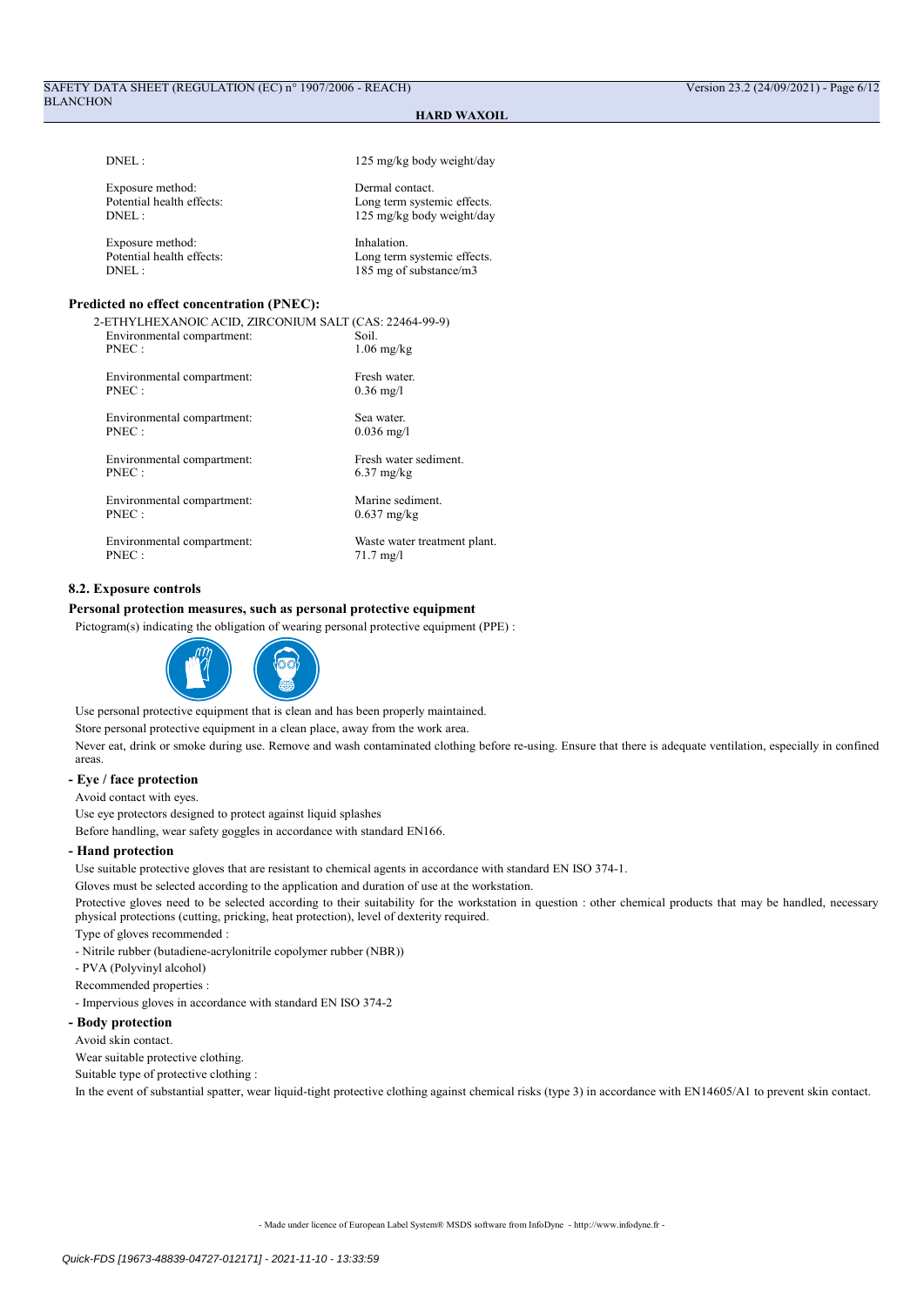DNEL : 125 mg/kg body weight/day

Exposure method: Dermal contact.
Potential health effects: Long term systemic effects.
DNEL : 125 mg/kg body weight/day

Exposure method: Inhalation.
Potential health effects: Long term systemic effects.
DNEL : 185 mg of substance/m3

**Predicted no effect concentration (PNEC):**

2-ETHYLHEXANOIC ACID, ZIRCONIUM SALT (CAS: 22464-99-9)

Environmental compartment: Soil.
PNEC : 1.06 mg/kg

Environmental compartment: Fresh water.
PNEC : 0.36 mg/l

Environmental compartment: Sea water.
PNEC : 0.036 mg/l

Environmental compartment: Fresh water sediment.
PNEC : 6.37 mg/kg

Environmental compartment: Marine sediment.
PNEC : 0.637 mg/kg

Environmental compartment: Waste water treatment plant.
PNEC : 71.7 mg/l

### 8.2. Exposure controls

**Personal protection measures, such as personal protective equipment**

Pictogram(s) indicating the obligation of wearing personal protective equipment (PPE) :

Use personal protective equipment that is clean and has been properly maintained.

Store personal protective equipment in a clean place, away from the work area.

Never eat, drink or smoke during use. Remove and wash contaminated clothing before re-using. Ensure that there is adequate ventilation, especially in confined areas.

**- Eye / face protection**

Avoid contact with eyes.

Use eye protectors designed to protect against liquid splashes

Before handling, wear safety goggles in accordance with standard EN166.

**- Hand protection**

Use suitable protective gloves that are resistant to chemical agents in accordance with standard EN ISO 374-1.

Gloves must be selected according to the application and duration of use at the workstation.

Protective gloves need to be selected according to their suitability for the workstation in question : other chemical products that may be handled, necessary physical protections (cutting, pricking, heat protection), level of dexterity required.

Type of gloves recommended :

- Nitrile rubber (butadiene-acrylonitrile copolymer rubber (NBR))

- PVA (Polyvinyl alcohol)

Recommended properties :

- Impervious gloves in accordance with standard EN ISO 374-2

**- Body protection**

Avoid skin contact.

Wear suitable protective clothing.

Suitable type of protective clothing :

In the event of substantial spatter, wear liquid-tight protective clothing against chemical risks (type 3) in accordance with EN14605/A1 to prevent skin contact.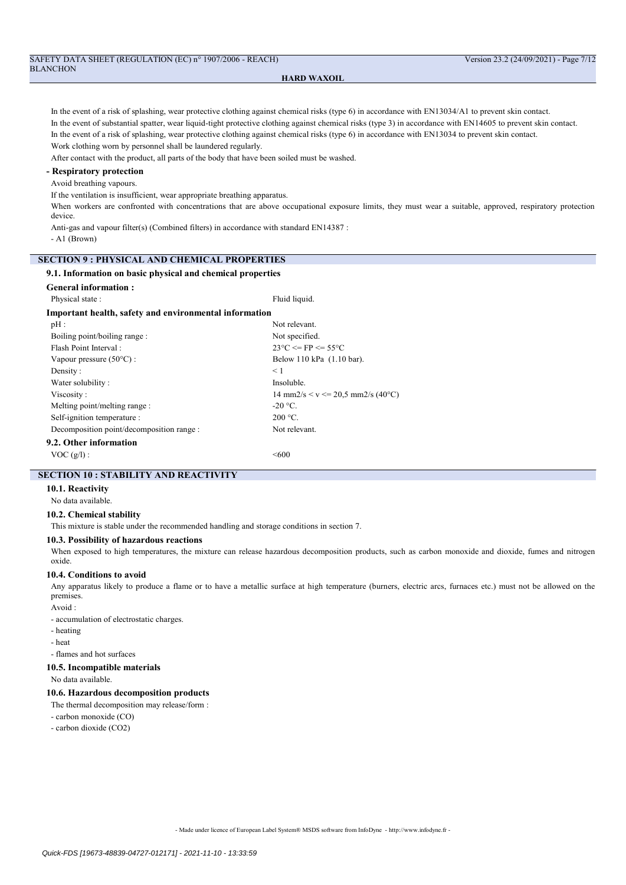In the event of a risk of splashing, wear protective clothing against chemical risks (type 6) in accordance with EN13034/A1 to prevent skin contact.

In the event of substantial spatter, wear liquid-tight protective clothing against chemical risks (type 3) in accordance with EN14605 to prevent skin contact.

In the event of a risk of splashing, wear protective clothing against chemical risks (type 6) in accordance with EN13034 to prevent skin contact.

Work clothing worn by personnel shall be laundered regularly.

After contact with the product, all parts of the body that have been soiled must be washed.

**- Respiratory protection**

Avoid breathing vapours.

If the ventilation is insufficient, wear appropriate breathing apparatus.

When workers are confronted with concentrations that are above occupational exposure limits, they must wear a suitable, approved, respiratory protection device.

Anti-gas and vapour filter(s) (Combined filters) in accordance with standard EN14387 :

- A1 (Brown)

## SECTION 9 : PHYSICAL AND CHEMICAL PROPERTIES

### 9.1. Information on basic physical and chemical properties

**General information :**

| | |
|---|---|
| Physical state : | Fluid liquid. |

**Important health, safety and environmental information**

| | |
|---|---|
| pH : | Not relevant. |
| Boiling point/boiling range : | Not specified. |
| Flash Point Interval : | 23°C <= FP <= 55°C |
| Vapour pressure (50°C) : | Below 110 kPa (1.10 bar). |
| Density : | < 1 |
| Water solubility : | Insoluble. |
| Viscosity : | 14 mm2/s < v <= 20,5 mm2/s (40°C) |
| Melting point/melting range : | -20 °C. |
| Self-ignition temperature : | 200 °C. |
| Decomposition point/decomposition range : | Not relevant. |

### 9.2. Other information

| | |
|---|---|
| VOC (g/l) : | <600 |

## SECTION 10 : STABILITY AND REACTIVITY

### 10.1. Reactivity

No data available.

### 10.2. Chemical stability

This mixture is stable under the recommended handling and storage conditions in section 7.

### 10.3. Possibility of hazardous reactions

When exposed to high temperatures, the mixture can release hazardous decomposition products, such as carbon monoxide and dioxide, fumes and nitrogen oxide.

### 10.4. Conditions to avoid

Any apparatus likely to produce a flame or to have a metallic surface at high temperature (burners, electric arcs, furnaces etc.) must not be allowed on the premises.

Avoid :

- accumulation of electrostatic charges.
- heating
- heat
- flames and hot surfaces

### 10.5. Incompatible materials

No data available.

### 10.6. Hazardous decomposition products

The thermal decomposition may release/form :

- carbon monoxide (CO)
- carbon dioxide ($CO_2$)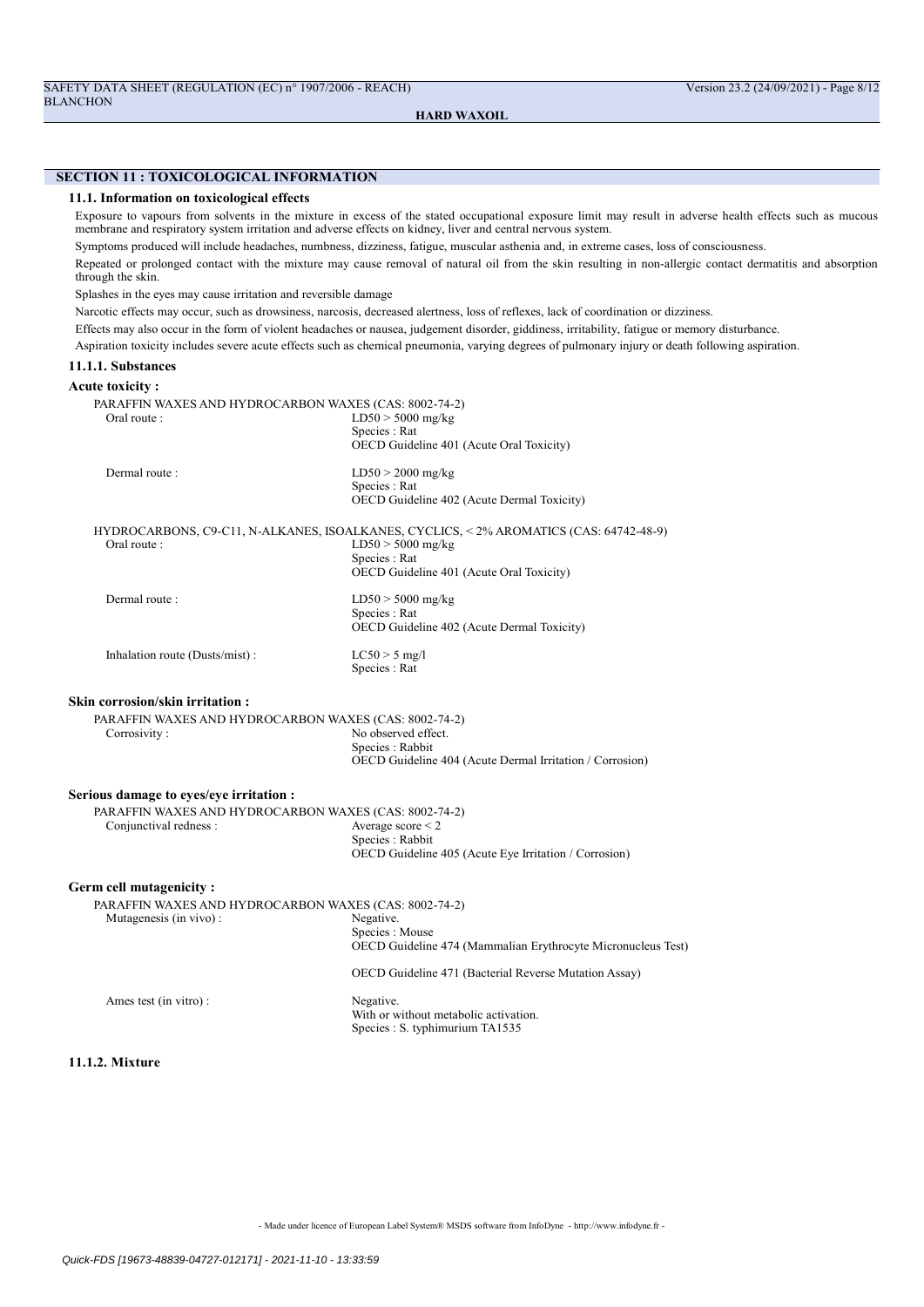## SECTION 11 : TOXICOLOGICAL INFORMATION

### 11.1. Information on toxicological effects

Exposure to vapours from solvents in the mixture in excess of the stated occupational exposure limit may result in adverse health effects such as mucous membrane and respiratory system irritation and adverse effects on kidney, liver and central nervous system.

Symptoms produced will include headaches, numbness, dizziness, fatigue, muscular asthenia and, in extreme cases, loss of consciousness.

Repeated or prolonged contact with the mixture may cause removal of natural oil from the skin resulting in non-allergic contact dermatitis and absorption through the skin.

Splashes in the eyes may cause irritation and reversible damage

Narcotic effects may occur, such as drowsiness, narcosis, decreased alertness, loss of reflexes, lack of coordination or dizziness.

Effects may also occur in the form of violent headaches or nausea, judgement disorder, giddiness, irritability, fatigue or memory disturbance.

Aspiration toxicity includes severe acute effects such as chemical pneumonia, varying degrees of pulmonary injury or death following aspiration.

#### 11.1.1. Substances

**Acute toxicity :**

PARAFFIN WAXES AND HYDROCARBON WAXES (CAS: 8002-74-2)

| | |
|---|---|
| Oral route : | LD50 > 5000 mg/kg<br>Species : Rat<br>OECD Guideline 401 (Acute Oral Toxicity) |
| Dermal route : | LD50 > 2000 mg/kg<br>Species : Rat<br>OECD Guideline 402 (Acute Dermal Toxicity) |

HYDROCARBONS, C9-C11, N-ALKANES, ISOALKANES, CYCLICS, < 2% AROMATICS (CAS: 64742-48-9)

| | |
|---|---|
| Oral route : | LD50 > 5000 mg/kg<br>Species : Rat<br>OECD Guideline 401 (Acute Oral Toxicity) |
| Dermal route : | LD50 > 5000 mg/kg<br>Species : Rat<br>OECD Guideline 402 (Acute Dermal Toxicity) |
| Inhalation route (Dusts/mist) : | LC50 > 5 mg/l<br>Species : Rat |

**Skin corrosion/skin irritation :**

PARAFFIN WAXES AND HYDROCARBON WAXES (CAS: 8002-74-2)

| | |
|---|---|
| Corrosivity : | No observed effect.<br>Species : Rabbit<br>OECD Guideline 404 (Acute Dermal Irritation / Corrosion) |

**Serious damage to eyes/eye irritation :**

PARAFFIN WAXES AND HYDROCARBON WAXES (CAS: 8002-74-2)

| | |
|---|---|
| Conjunctival redness : | Average score < 2<br>Species : Rabbit<br>OECD Guideline 405 (Acute Eye Irritation / Corrosion) |

**Germ cell mutagenicity :**

PARAFFIN WAXES AND HYDROCARBON WAXES (CAS: 8002-74-2)

| | |
|---|---|
| Mutagenesis (in vivo) : | Negative.<br>Species : Mouse<br>OECD Guideline 474 (Mammalian Erythrocyte Micronucleus Test)<br><br>OECD Guideline 471 (Bacterial Reverse Mutation Assay) |
| Ames test (in vitro) : | Negative.<br>With or without metabolic activation.<br>Species : S. typhimurium TA1535 |

#### 11.1.2. Mixture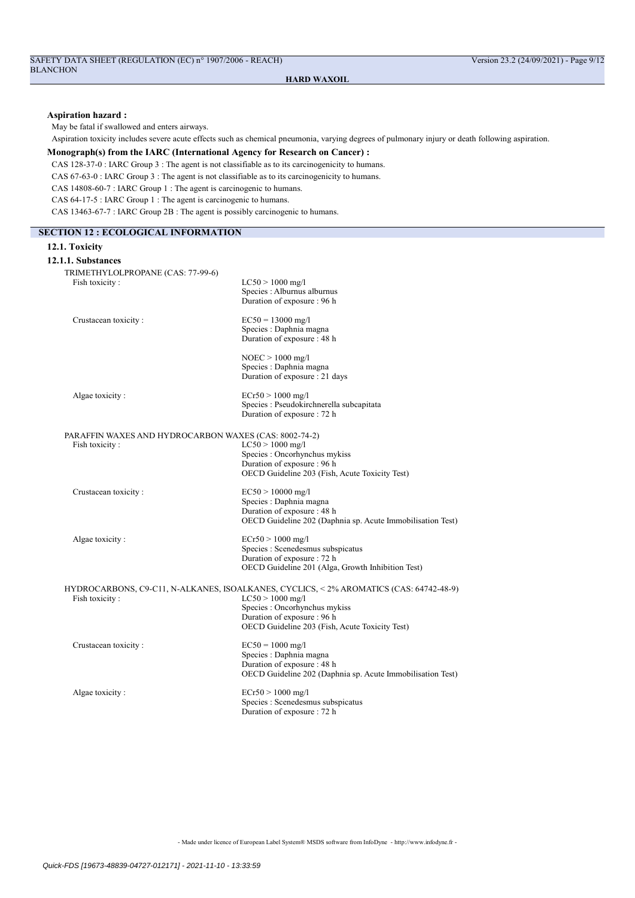**Aspiration hazard :**

May be fatal if swallowed and enters airways.

Aspiration toxicity includes severe acute effects such as chemical pneumonia, varying degrees of pulmonary injury or death following aspiration.

**Monograph(s) from the IARC (International Agency for Research on Cancer) :**

CAS 128-37-0 : IARC Group 3 : The agent is not classifiable as to its carcinogenicity to humans.

CAS 67-63-0 : IARC Group 3 : The agent is not classifiable as to its carcinogenicity to humans.

CAS 14808-60-7 : IARC Group 1 : The agent is carcinogenic to humans.

CAS 64-17-5 : IARC Group 1 : The agent is carcinogenic to humans.

CAS 13463-67-7 : IARC Group 2B : The agent is possibly carcinogenic to humans.

## SECTION 12 : ECOLOGICAL INFORMATION

### 12.1. Toxicity

#### 12.1.1. Substances

TRIMETHYLOLPROPANE (CAS: 77-99-6)

| | |
|---|---|
| Fish toxicity : | LC50 > 1000 mg/l<br>Species : Alburnus alburnus<br>Duration of exposure : 96 h |
| Crustacean toxicity : | EC50 = 13000 mg/l<br>Species : Daphnia magna<br>Duration of exposure : 48 h |
| | NOEC > 1000 mg/l<br>Species : Daphnia magna<br>Duration of exposure : 21 days |
| Algae toxicity : | ECr50 > 1000 mg/l<br>Species : Pseudokirchnerella subcapitata<br>Duration of exposure : 72 h |

PARAFFIN WAXES AND HYDROCARBON WAXES (CAS: 8002-74-2)

| | |
|---|---|
| Fish toxicity : | LC50 > 1000 mg/l<br>Species : Oncorhynchus mykiss<br>Duration of exposure : 96 h<br>OECD Guideline 203 (Fish, Acute Toxicity Test) |
| Crustacean toxicity : | EC50 > 10000 mg/l<br>Species : Daphnia magna<br>Duration of exposure : 48 h<br>OECD Guideline 202 (Daphnia sp. Acute Immobilisation Test) |
| Algae toxicity : | ECr50 > 1000 mg/l<br>Species : Scenedesmus subspicatus<br>Duration of exposure : 72 h<br>OECD Guideline 201 (Alga, Growth Inhibition Test) |

HYDROCARBONS, C9-C11, N-ALKANES, ISOALKANES, CYCLICS, < 2% AROMATICS (CAS: 64742-48-9)

| | |
|---|---|
| Fish toxicity : | LC50 > 1000 mg/l<br>Species : Oncorhynchus mykiss<br>Duration of exposure : 96 h<br>OECD Guideline 203 (Fish, Acute Toxicity Test) |
| Crustacean toxicity : | EC50 = 1000 mg/l<br>Species : Daphnia magna<br>Duration of exposure : 48 h<br>OECD Guideline 202 (Daphnia sp. Acute Immobilisation Test) |
| Algae toxicity : | ECr50 > 1000 mg/l<br>Species : Scenedesmus subspicatus<br>Duration of exposure : 72 h |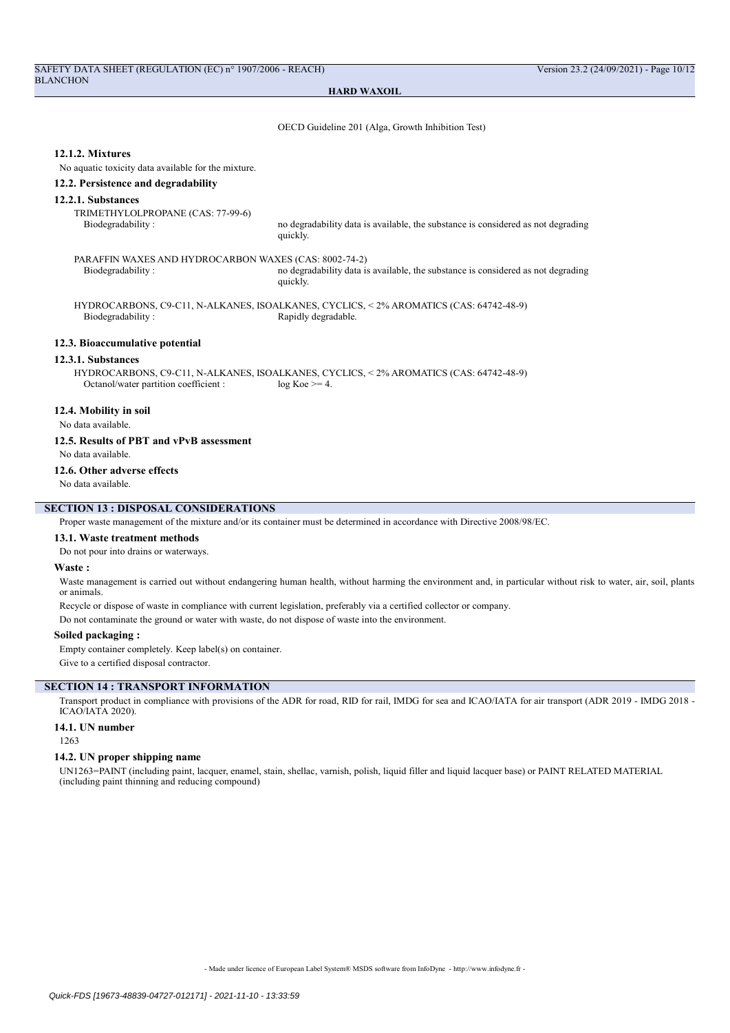OECD Guideline 201 (Alga, Growth Inhibition Test)

### 12.1.2. Mixtures

No aquatic toxicity data available for the mixture.

### 12.2. Persistence and degradability

#### 12.2.1. Substances

TRIMETHYLOLPROPANE (CAS: 77-99-6)

Biodegradability : no degradability data is available, the substance is considered as not degrading quickly.

PARAFFIN WAXES AND HYDROCARBON WAXES (CAS: 8002-74-2)

Biodegradability : no degradability data is available, the substance is considered as not degrading quickly.

HYDROCARBONS, C9-C11, N-ALKANES, ISOALKANES, CYCLICS, < 2% AROMATICS (CAS: 64742-48-9)

Biodegradability : Rapidly degradable.

### 12.3. Bioaccumulative potential

#### 12.3.1. Substances

HYDROCARBONS, C9-C11, N-ALKANES, ISOALKANES, CYCLICS, < 2% AROMATICS (CAS: 64742-48-9)

Octanol/water partition coefficient : log Koe >= 4.

### 12.4. Mobility in soil

No data available.

### 12.5. Results of PBT and vPvB assessment

No data available.

### 12.6. Other adverse effects

No data available.

## SECTION 13 : DISPOSAL CONSIDERATIONS

Proper waste management of the mixture and/or its container must be determined in accordance with Directive 2008/98/EC.

### 13.1. Waste treatment methods

Do not pour into drains or waterways.

**Waste :**

Waste management is carried out without endangering human health, without harming the environment and, in particular without risk to water, air, soil, plants or animals.

Recycle or dispose of waste in compliance with current legislation, preferably via a certified collector or company.

Do not contaminate the ground or water with waste, do not dispose of waste into the environment.

**Soiled packaging :**

Empty container completely. Keep label(s) on container.

Give to a certified disposal contractor.

## SECTION 14 : TRANSPORT INFORMATION

Transport product in compliance with provisions of the ADR for road, RID for rail, IMDG for sea and ICAO/IATA for air transport (ADR 2019 - IMDG 2018 - ICAO/IATA 2020).

### 14.1. UN number

1263

### 14.2. UN proper shipping name

UN1263=PAINT (including paint, lacquer, enamel, stain, shellac, varnish, polish, liquid filler and liquid lacquer base) or PAINT RELATED MATERIAL (including paint thinning and reducing compound)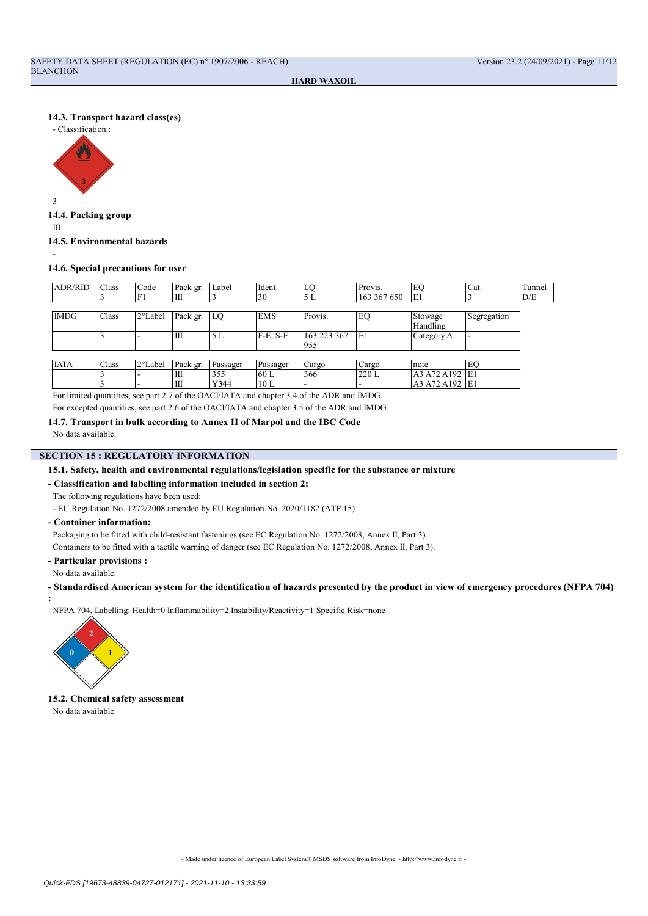### 14.3. Transport hazard class(es)

- Classification :

3

### 14.4. Packing group

III

### 14.5. Environmental hazards

-

### 14.6. Special precautions for user

| ADR/RID | Class | Code | Pack gr. | Label | Ident. | LQ | Provis. | EQ | Cat. | Tunnel |
|---|---|---|---|---|---|---|---|---|---|---|
| | 3 | F1 | III | 3 | 30 | 5 L | 163 367 650 | E1 | 3 | D/E |

| IMDG | Class | 2°Label | Pack gr. | LQ | EMS | Provis. | EQ | Stowage Handling | Segregation |
|---|---|---|---|---|---|---|---|---|---|
| | 3 | - | III | 5 L | F-E, S-E | 163 223 367 955 | E1 | Category A | - |

| IATA | Class | 2°Label | Pack gr. | Passager | Passager | Cargo | Cargo | note | EQ |
|---|---|---|---|---|---|---|---|---|---|
| | 3 | - | III | 355 | 60 L | 366 | 220 L | A3 A72 A192 | E1 |
| | 3 | - | III | Y344 | 10 L | - | - | A3 A72 A192 | E1 |

For limited quantities, see part 2.7 of the OACI/IATA and chapter 3.4 of the ADR and IMDG.

For excepted quantities, see part 2.6 of the OACI/IATA and chapter 3.5 of the ADR and IMDG.

### 14.7. Transport in bulk according to Annex II of Marpol and the IBC Code

No data available.

## SECTION 15 : REGULATORY INFORMATION

### 15.1. Safety, health and environmental regulations/legislation specific for the substance or mixture

**- Classification and labelling information included in section 2:**

The following regulations have been used:

- EU Regulation No. 1272/2008 amended by EU Regulation No. 2020/1182 (ATP 15)

**- Container information:**

Packaging to be fitted with child-resistant fastenings (see EC Regulation No. 1272/2008, Annex II, Part 3).

Containers to be fitted with a tactile warning of danger (see EC Regulation No. 1272/2008, Annex II, Part 3).

**- Particular provisions :**

No data available.

**- Standardised American system for the identification of hazards presented by the product in view of emergency procedures (NFPA 704) :**

NFPA 704, Labelling: Health=0 Inflammability=2 Instability/Reactivity=1 Specific Risk=none

### 15.2. Chemical safety assessment

No data available.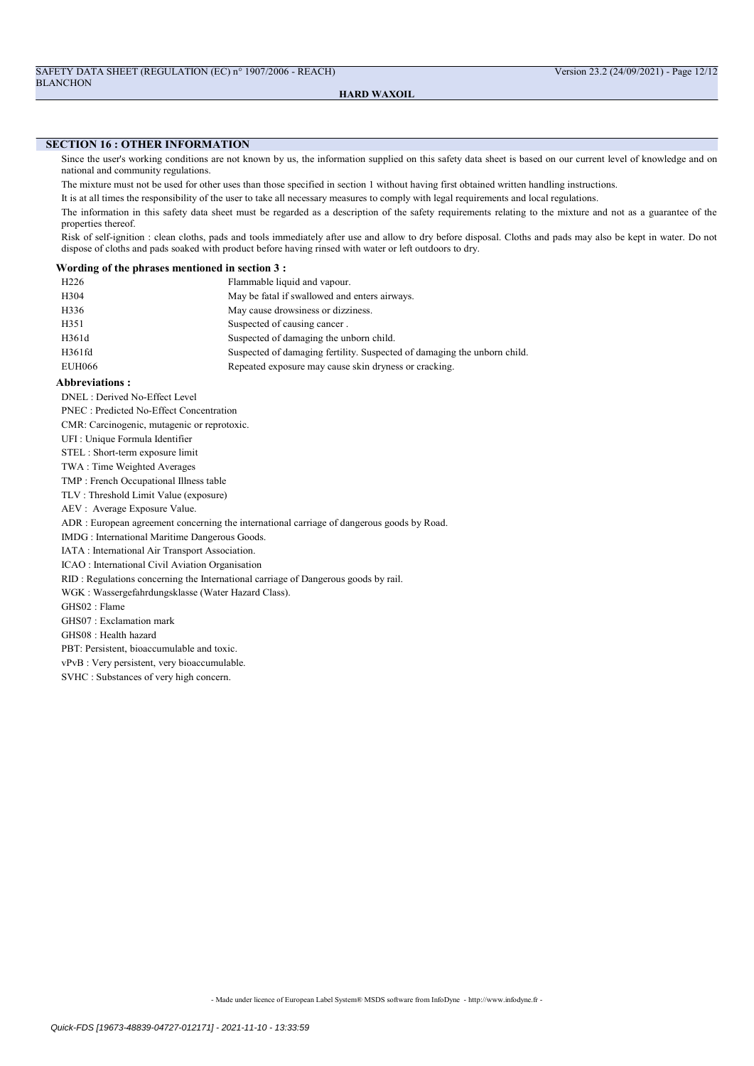## SECTION 16 : OTHER INFORMATION

Since the user's working conditions are not known by us, the information supplied on this safety data sheet is based on our current level of knowledge and on national and community regulations.

The mixture must not be used for other uses than those specified in section 1 without having first obtained written handling instructions.

It is at all times the responsibility of the user to take all necessary measures to comply with legal requirements and local regulations.

The information in this safety data sheet must be regarded as a description of the safety requirements relating to the mixture and not as a guarantee of the properties thereof.

Risk of self-ignition : clean cloths, pads and tools immediately after use and allow to dry before disposal. Cloths and pads may also be kept in water. Do not dispose of cloths and pads soaked with product before having rinsed with water or left outdoors to dry.

### Wording of the phrases mentioned in section 3 :

| | |
|---|---|
| H226 | Flammable liquid and vapour. |
| H304 | May be fatal if swallowed and enters airways. |
| H336 | May cause drowsiness or dizziness. |
| H351 | Suspected of causing cancer . |
| H361d | Suspected of damaging the unborn child. |
| H361fd | Suspected of damaging fertility. Suspected of damaging the unborn child. |
| EUH066 | Repeated exposure may cause skin dryness or cracking. |

### Abbreviations :

DNEL : Derived No-Effect Level

PNEC : Predicted No-Effect Concentration

CMR: Carcinogenic, mutagenic or reprotoxic.

UFI : Unique Formula Identifier

STEL : Short-term exposure limit

TWA : Time Weighted Averages

TMP : French Occupational Illness table

TLV : Threshold Limit Value (exposure)

AEV : Average Exposure Value.

ADR : European agreement concerning the international carriage of dangerous goods by Road.

IMDG : International Maritime Dangerous Goods.

IATA : International Air Transport Association.

ICAO : International Civil Aviation Organisation

RID : Regulations concerning the International carriage of Dangerous goods by rail.

WGK : Wassergefahrdungsklasse (Water Hazard Class).

GHS02 : Flame

GHS07 : Exclamation mark

GHS08 : Health hazard

PBT: Persistent, bioaccumulable and toxic.

vPvB : Very persistent, very bioaccumulable.

SVHC : Substances of very high concern.